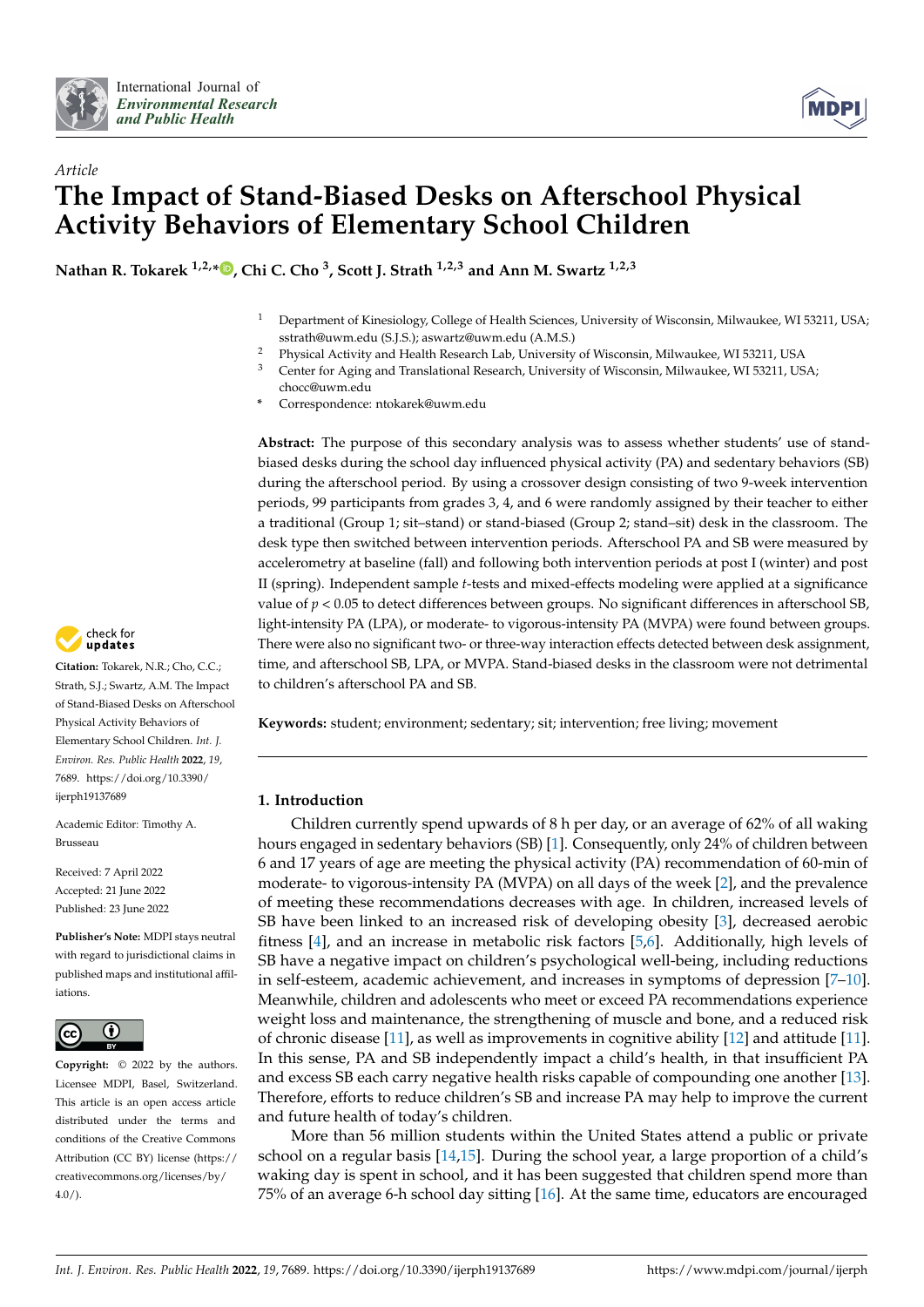International Journal of *Environmental Research and Public Health*

*Article*

# The Impact of Stand-Biased Desks on Afterschool Physical Activity Behaviors of Elementary School Children

**Nathan R. Tokarek [1,2,*], Chi C. Cho [3], Scott J. Strath [1,2,3] and Ann M. Swartz [1,2,3]**

[1] Department of Kinesiology, College of Health Sciences, University of Wisconsin, Milwaukee, WI 53211, USA; sstrath@uwm.edu (S.J.S.); aswartz@uwm.edu (A.M.S.)
[2] Physical Activity and Health Research Lab, University of Wisconsin, Milwaukee, WI 53211, USA
[3] Center for Aging and Translational Research, University of Wisconsin, Milwaukee, WI 53211, USA; chocc@uwm.edu
[*] Correspondence: ntokarek@uwm.edu

**Abstract:** The purpose of this secondary analysis was to assess whether students' use of stand-biased desks during the school day influenced physical activity (PA) and sedentary behaviors (SB) during the afterschool period. By using a crossover design consisting of two 9-week intervention periods, 99 participants from grades 3, 4, and 6 were randomly assigned by their teacher to either a traditional (Group 1; sit–stand) or stand-biased (Group 2; stand–sit) desk in the classroom. The desk type then switched between intervention periods. Afterschool PA and SB were measured by accelerometry at baseline (fall) and following both intervention periods at post I (winter) and post II (spring). Independent sample *t*-tests and mixed-effects modeling were applied at a significance value of $p < 0.05$ to detect differences between groups. No significant differences in afterschool SB, light-intensity PA (LPA), or moderate- to vigorous-intensity PA (MVPA) were found between groups. There were also no significant two- or three-way interaction effects detected between desk assignment, time, and afterschool SB, LPA, or MVPA. Stand-biased desks in the classroom were not detrimental to children's afterschool PA and SB.

**Keywords:** student; environment; sedentary; sit; intervention; free living; movement

**Citation:** Tokarek, N.R.; Cho, C.C.; Strath, S.J.; Swartz, A.M. The Impact of Stand-Biased Desks on Afterschool Physical Activity Behaviors of Elementary School Children. *Int. J. Environ. Res. Public Health* **2022**, *19*, 7689. https://doi.org/10.3390/ijerph19137689

Academic Editor: Timothy A. Brusseau

Received: 7 April 2022
Accepted: 21 June 2022
Published: 23 June 2022

**Publisher's Note:** MDPI stays neutral with regard to jurisdictional claims in published maps and institutional affiliations.

**Copyright:** © 2022 by the authors. Licensee MDPI, Basel, Switzerland. This article is an open access article distributed under the terms and conditions of the Creative Commons Attribution (CC BY) license (https://creativecommons.org/licenses/by/4.0/).

## 1. Introduction

Children currently spend upwards of 8 h per day, or an average of 62% of all waking hours engaged in sedentary behaviors (SB) [1]. Consequently, only 24% of children between 6 and 17 years of age are meeting the physical activity (PA) recommendation of 60-min of moderate- to vigorous-intensity PA (MVPA) on all days of the week [2], and the prevalence of meeting these recommendations decreases with age. In children, increased levels of SB have been linked to an increased risk of developing obesity [3], decreased aerobic fitness [4], and an increase in metabolic risk factors [5,6]. Additionally, high levels of SB have a negative impact on children's psychological well-being, including reductions in self-esteem, academic achievement, and increases in symptoms of depression [7–10]. Meanwhile, children and adolescents who meet or exceed PA recommendations experience weight loss and maintenance, the strengthening of muscle and bone, and a reduced risk of chronic disease [11], as well as improvements in cognitive ability [12] and attitude [11]. In this sense, PA and SB independently impact a child's health, in that insufficient PA and excess SB each carry negative health risks capable of compounding one another [13]. Therefore, efforts to reduce children's SB and increase PA may help to improve the current and future health of today's children.

More than 56 million students within the United States attend a public or private school on a regular basis [14,15]. During the school year, a large proportion of a child's waking day is spent in school, and it has been suggested that children spend more than 75% of an average 6-h school day sitting [16]. At the same time, educators are encouraged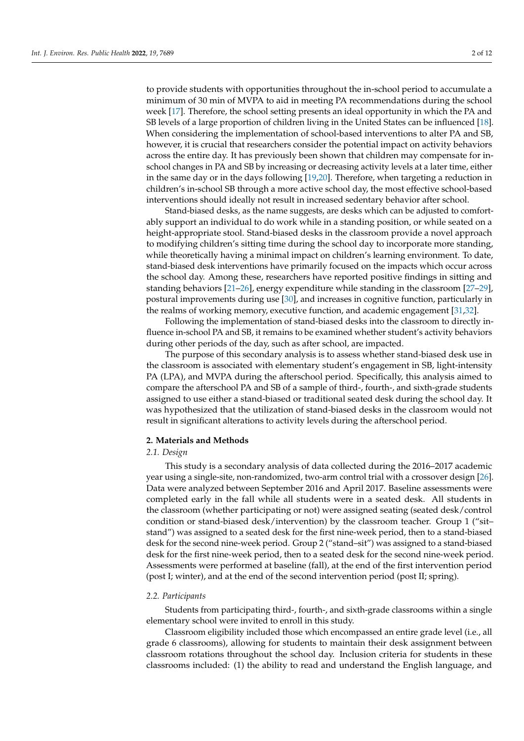to provide students with opportunities throughout the in-school period to accumulate a minimum of 30 min of MVPA to aid in meeting PA recommendations during the school week [17]. Therefore, the school setting presents an ideal opportunity in which the PA and SB levels of a large proportion of children living in the United States can be influenced [18]. When considering the implementation of school-based interventions to alter PA and SB, however, it is crucial that researchers consider the potential impact on activity behaviors across the entire day. It has previously been shown that children may compensate for in-school changes in PA and SB by increasing or decreasing activity levels at a later time, either in the same day or in the days following [19,20]. Therefore, when targeting a reduction in children's in-school SB through a more active school day, the most effective school-based interventions should ideally not result in increased sedentary behavior after school.

Stand-biased desks, as the name suggests, are desks which can be adjusted to comfortably support an individual to do work while in a standing position, or while seated on a height-appropriate stool. Stand-biased desks in the classroom provide a novel approach to modifying children's sitting time during the school day to incorporate more standing, while theoretically having a minimal impact on children's learning environment. To date, stand-biased desk interventions have primarily focused on the impacts which occur across the school day. Among these, researchers have reported positive findings in sitting and standing behaviors [21–26], energy expenditure while standing in the classroom [27–29], postural improvements during use [30], and increases in cognitive function, particularly in the realms of working memory, executive function, and academic engagement [31,32].

Following the implementation of stand-biased desks into the classroom to directly influence in-school PA and SB, it remains to be examined whether student's activity behaviors during other periods of the day, such as after school, are impacted.

The purpose of this secondary analysis is to assess whether stand-biased desk use in the classroom is associated with elementary student's engagement in SB, light-intensity PA (LPA), and MVPA during the afterschool period. Specifically, this analysis aimed to compare the afterschool PA and SB of a sample of third-, fourth-, and sixth-grade students assigned to use either a stand-biased or traditional seated desk during the school day. It was hypothesized that the utilization of stand-biased desks in the classroom would not result in significant alterations to activity levels during the afterschool period.

## 2. Materials and Methods

### 2.1. Design

This study is a secondary analysis of data collected during the 2016–2017 academic year using a single-site, non-randomized, two-arm control trial with a crossover design [26]. Data were analyzed between September 2016 and April 2017. Baseline assessments were completed early in the fall while all students were in a seated desk. All students in the classroom (whether participating or not) were assigned seating (seated desk/control condition or stand-biased desk/intervention) by the classroom teacher. Group 1 ("sit–stand") was assigned to a seated desk for the first nine-week period, then to a stand-biased desk for the second nine-week period. Group 2 ("stand–sit") was assigned to a stand-biased desk for the first nine-week period, then to a seated desk for the second nine-week period. Assessments were performed at baseline (fall), at the end of the first intervention period (post I; winter), and at the end of the second intervention period (post II; spring).

### 2.2. Participants

Students from participating third-, fourth-, and sixth-grade classrooms within a single elementary school were invited to enroll in this study.

Classroom eligibility included those which encompassed an entire grade level (i.e., all grade 6 classrooms), allowing for students to maintain their desk assignment between classroom rotations throughout the school day. Inclusion criteria for students in these classrooms included: (1) the ability to read and understand the English language, and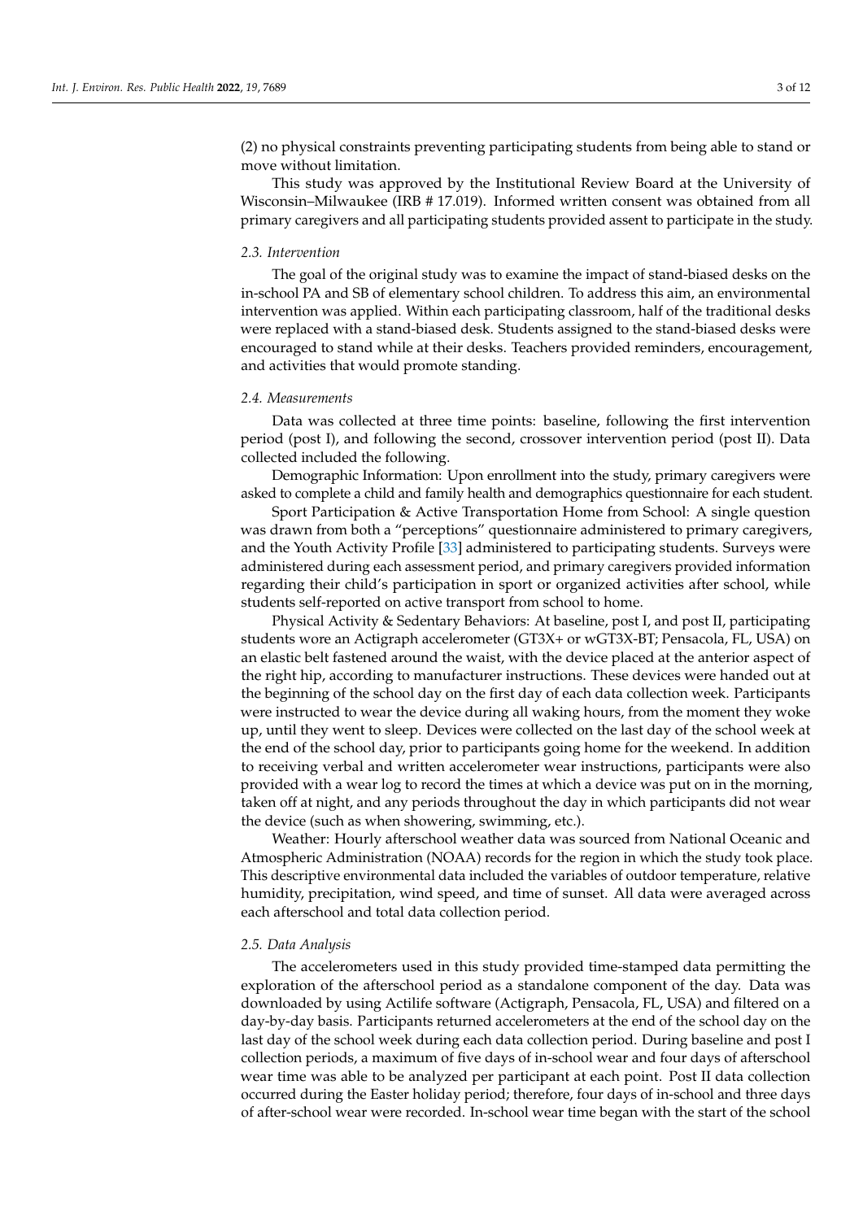(2) no physical constraints preventing participating students from being able to stand or move without limitation.

This study was approved by the Institutional Review Board at the University of Wisconsin–Milwaukee (IRB # 17.019). Informed written consent was obtained from all primary caregivers and all participating students provided assent to participate in the study.

### *2.3. Intervention*

The goal of the original study was to examine the impact of stand-biased desks on the in-school PA and SB of elementary school children. To address this aim, an environmental intervention was applied. Within each participating classroom, half of the traditional desks were replaced with a stand-biased desk. Students assigned to the stand-biased desks were encouraged to stand while at their desks. Teachers provided reminders, encouragement, and activities that would promote standing.

### *2.4. Measurements*

Data was collected at three time points: baseline, following the first intervention period (post I), and following the second, crossover intervention period (post II). Data collected included the following.

Demographic Information: Upon enrollment into the study, primary caregivers were asked to complete a child and family health and demographics questionnaire for each student.

Sport Participation & Active Transportation Home from School: A single question was drawn from both a "perceptions" questionnaire administered to primary caregivers, and the Youth Activity Profile [33] administered to participating students. Surveys were administered during each assessment period, and primary caregivers provided information regarding their child's participation in sport or organized activities after school, while students self-reported on active transport from school to home.

Physical Activity & Sedentary Behaviors: At baseline, post I, and post II, participating students wore an Actigraph accelerometer (GT3X+ or wGT3X-BT; Pensacola, FL, USA) on an elastic belt fastened around the waist, with the device placed at the anterior aspect of the right hip, according to manufacturer instructions. These devices were handed out at the beginning of the school day on the first day of each data collection week. Participants were instructed to wear the device during all waking hours, from the moment they woke up, until they went to sleep. Devices were collected on the last day of the school week at the end of the school day, prior to participants going home for the weekend. In addition to receiving verbal and written accelerometer wear instructions, participants were also provided with a wear log to record the times at which a device was put on in the morning, taken off at night, and any periods throughout the day in which participants did not wear the device (such as when showering, swimming, etc.).

Weather: Hourly afterschool weather data was sourced from National Oceanic and Atmospheric Administration (NOAA) records for the region in which the study took place. This descriptive environmental data included the variables of outdoor temperature, relative humidity, precipitation, wind speed, and time of sunset. All data were averaged across each afterschool and total data collection period.

### *2.5. Data Analysis*

The accelerometers used in this study provided time-stamped data permitting the exploration of the afterschool period as a standalone component of the day. Data was downloaded by using Actilife software (Actigraph, Pensacola, FL, USA) and filtered on a day-by-day basis. Participants returned accelerometers at the end of the school day on the last day of the school week during each data collection period. During baseline and post I collection periods, a maximum of five days of in-school wear and four days of afterschool wear time was able to be analyzed per participant at each point. Post II data collection occurred during the Easter holiday period; therefore, four days of in-school and three days of after-school wear were recorded. In-school wear time began with the start of the school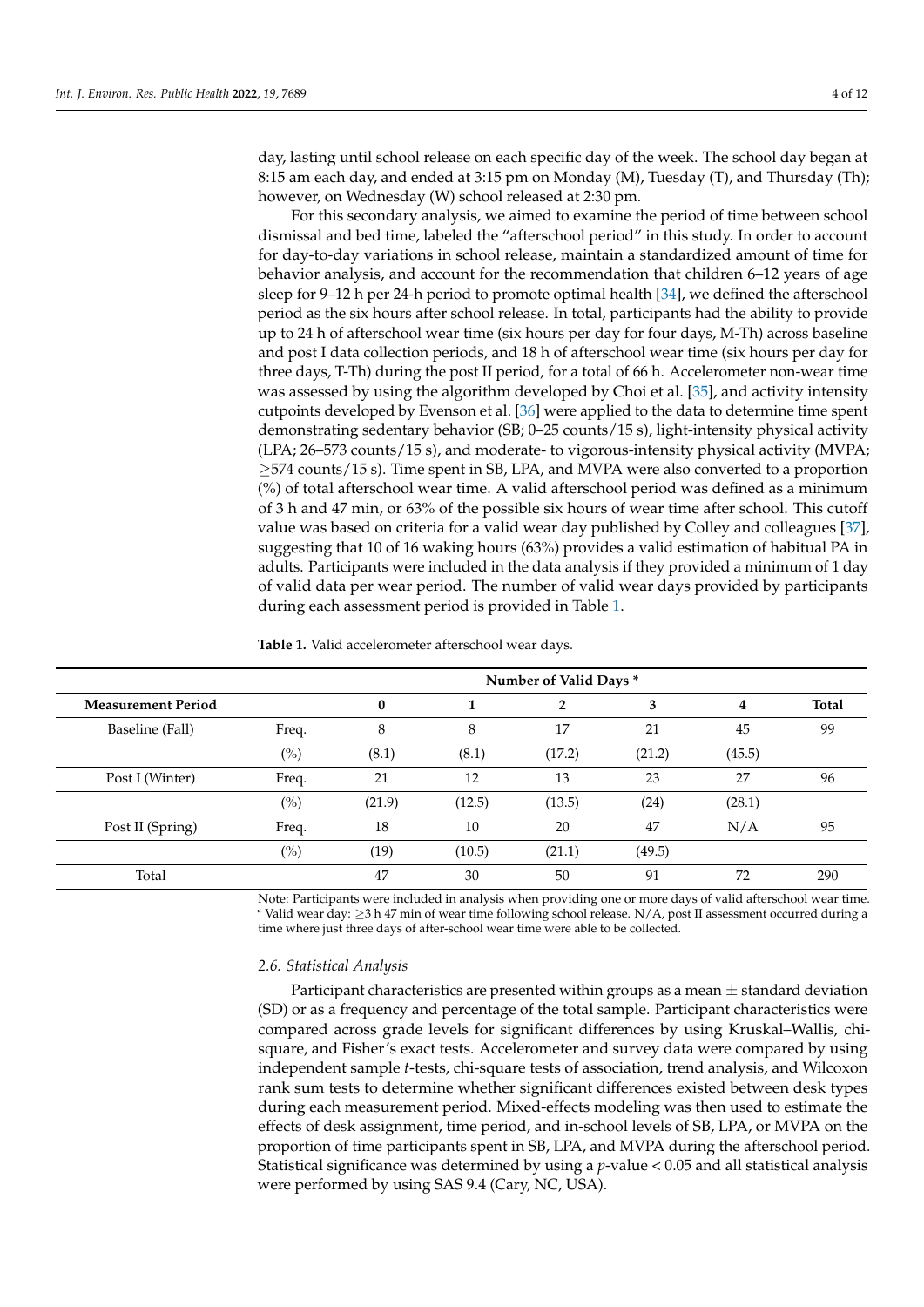day, lasting until school release on each specific day of the week. The school day began at 8:15 am each day, and ended at 3:15 pm on Monday (M), Tuesday (T), and Thursday (Th); however, on Wednesday (W) school released at 2:30 pm.

For this secondary analysis, we aimed to examine the period of time between school dismissal and bed time, labeled the "afterschool period" in this study. In order to account for day-to-day variations in school release, maintain a standardized amount of time for behavior analysis, and account for the recommendation that children 6–12 years of age sleep for 9–12 h per 24-h period to promote optimal health [34], we defined the afterschool period as the six hours after school release. In total, participants had the ability to provide up to 24 h of afterschool wear time (six hours per day for four days, M-Th) across baseline and post I data collection periods, and 18 h of afterschool wear time (six hours per day for three days, T-Th) during the post II period, for a total of 66 h. Accelerometer non-wear time was assessed by using the algorithm developed by Choi et al. [35], and activity intensity cutpoints developed by Evenson et al. [36] were applied to the data to determine time spent demonstrating sedentary behavior (SB; 0–25 counts/15 s), light-intensity physical activity (LPA; 26–573 counts/15 s), and moderate- to vigorous-intensity physical activity (MVPA; ≥574 counts/15 s). Time spent in SB, LPA, and MVPA were also converted to a proportion (%) of total afterschool wear time. A valid afterschool period was defined as a minimum of 3 h and 47 min, or 63% of the possible six hours of wear time after school. This cutoff value was based on criteria for a valid wear day published by Colley and colleagues [37], suggesting that 10 of 16 waking hours (63%) provides a valid estimation of habitual PA in adults. Participants were included in the data analysis if they provided a minimum of 1 day of valid data per wear period. The number of valid wear days provided by participants during each assessment period is provided in Table 1.

**Table 1.** Valid accelerometer afterschool wear days.

| | | Number of Valid Days * | | | | | |
|---|---|---|---|---|---|---|---|
| **Measurement Period** | | **0** | **1** | **2** | **3** | **4** | **Total** |
| Baseline (Fall) | Freq. | 8 | 8 | 17 | 21 | 45 | 99 |
| | (%) | (8.1) | (8.1) | (17.2) | (21.2) | (45.5) | |
| Post I (Winter) | Freq. | 21 | 12 | 13 | 23 | 27 | 96 |
| | (%) | (21.9) | (12.5) | (13.5) | (24) | (28.1) | |
| Post II (Spring) | Freq. | 18 | 10 | 20 | 47 | N/A | 95 |
| | (%) | (19) | (10.5) | (21.1) | (49.5) | | |
| Total | | 47 | 30 | 50 | 91 | 72 | 290 |

Note: Participants were included in analysis when providing one or more days of valid afterschool wear time. * Valid wear day: ≥3 h 47 min of wear time following school release. N/A, post II assessment occurred during a time where just three days of after-school wear time were able to be collected.

### 2.6. Statistical Analysis

Participant characteristics are presented within groups as a mean ± standard deviation (SD) or as a frequency and percentage of the total sample. Participant characteristics were compared across grade levels for significant differences by using Kruskal–Wallis, chi-square, and Fisher's exact tests. Accelerometer and survey data were compared by using independent sample *t*-tests, chi-square tests of association, trend analysis, and Wilcoxon rank sum tests to determine whether significant differences existed between desk types during each measurement period. Mixed-effects modeling was then used to estimate the effects of desk assignment, time period, and in-school levels of SB, LPA, or MVPA on the proportion of time participants spent in SB, LPA, and MVPA during the afterschool period. Statistical significance was determined by using a *p*-value $< 0.05$ and all statistical analysis were performed by using SAS 9.4 (Cary, NC, USA).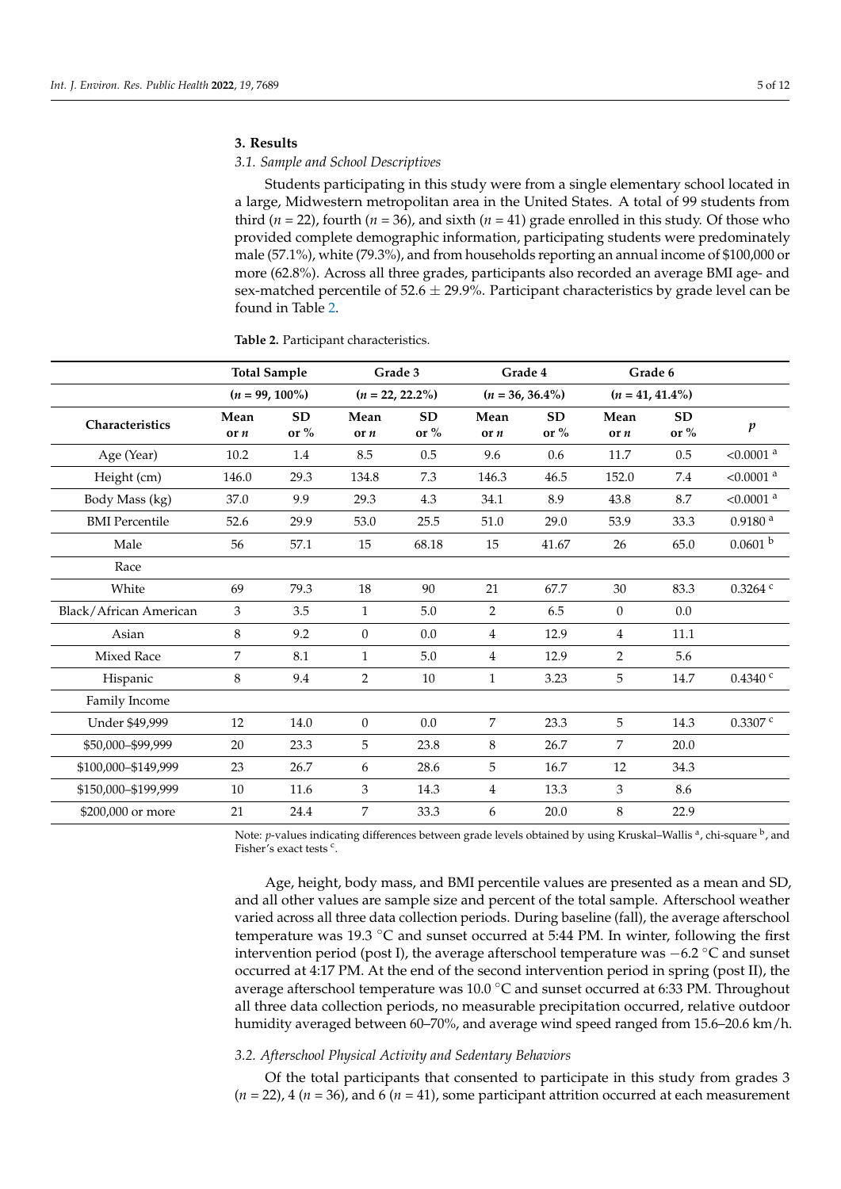## 3. Results

### 3.1. Sample and School Descriptives

Students participating in this study were from a single elementary school located in a large, Midwestern metropolitan area in the United States. A total of 99 students from third ($n$ = 22), fourth ($n$ = 36), and sixth ($n$ = 41) grade enrolled in this study. Of those who provided complete demographic information, participating students were predominately male (57.1%), white (79.3%), and from households reporting an annual income of $100,000 or more (62.8%). Across all three grades, participants also recorded an average BMI age- and sex-matched percentile of 52.6 ± 29.9%. Participant characteristics by grade level can be found in Table 2.

**Table 2.** Participant characteristics.

| | Total Sample ($n$ = 99, 100%) | | Grade 3 ($n$ = 22, 22.2%) | | Grade 4 ($n$ = 36, 36.4%) | | Grade 6 ($n$ = 41, 41.4%) | | |
|---|---|---|---|---|---|---|---|---|---|
| **Characteristics** | **Mean or $n$** | **SD or %** | **Mean or $n$** | **SD or %** | **Mean or $n$** | **SD or %** | **Mean or $n$** | **SD or %** | $p$ |
| Age (Year) | 10.2 | 1.4 | 8.5 | 0.5 | 9.6 | 0.6 | 11.7 | 0.5 | <0.0001 [a] |
| Height (cm) | 146.0 | 29.3 | 134.8 | 7.3 | 146.3 | 46.5 | 152.0 | 7.4 | <0.0001 [a] |
| Body Mass (kg) | 37.0 | 9.9 | 29.3 | 4.3 | 34.1 | 8.9 | 43.8 | 8.7 | <0.0001 [a] |
| BMI Percentile | 52.6 | 29.9 | 53.0 | 25.5 | 51.0 | 29.0 | 53.9 | 33.3 | 0.9180 [a] |
| Male | 56 | 57.1 | 15 | 68.18 | 15 | 41.67 | 26 | 65.0 | 0.0601 [b] |
| Race | | | | | | | | | |
| White | 69 | 79.3 | 18 | 90 | 21 | 67.7 | 30 | 83.3 | 0.3264 [c] |
| Black/African American | 3 | 3.5 | 1 | 5.0 | 2 | 6.5 | 0 | 0.0 | |
| Asian | 8 | 9.2 | 0 | 0.0 | 4 | 12.9 | 4 | 11.1 | |
| Mixed Race | 7 | 8.1 | 1 | 5.0 | 4 | 12.9 | 2 | 5.6 | |
| Hispanic | 8 | 9.4 | 2 | 10 | 1 | 3.23 | 5 | 14.7 | 0.4340 [c] |
| Family Income | | | | | | | | | |
| Under $49,999 | 12 | 14.0 | 0 | 0.0 | 7 | 23.3 | 5 | 14.3 | 0.3307 [c] |
| $50,000–$99,999 | 20 | 23.3 | 5 | 23.8 | 8 | 26.7 | 7 | 20.0 | |
| $100,000–$149,999 | 23 | 26.7 | 6 | 28.6 | 5 | 16.7 | 12 | 34.3 | |
| $150,000–$199,999 | 10 | 11.6 | 3 | 14.3 | 4 | 13.3 | 3 | 8.6 | |
| $200,000 or more | 21 | 24.4 | 7 | 33.3 | 6 | 20.0 | 8 | 22.9 | |

Note: $p$-values indicating differences between grade levels obtained by using Kruskal–Wallis [a], chi-square [b], and Fisher's exact tests [c].

Age, height, body mass, and BMI percentile values are presented as a mean and SD, and all other values are sample size and percent of the total sample. Afterschool weather varied across all three data collection periods. During baseline (fall), the average afterschool temperature was 19.3 °C and sunset occurred at 5:44 PM. In winter, following the first intervention period (post I), the average afterschool temperature was −6.2 °C and sunset occurred at 4:17 PM. At the end of the second intervention period in spring (post II), the average afterschool temperature was 10.0 °C and sunset occurred at 6:33 PM. Throughout all three data collection periods, no measurable precipitation occurred, relative outdoor humidity averaged between 60–70%, and average wind speed ranged from 15.6–20.6 km/h.

### 3.2. Afterschool Physical Activity and Sedentary Behaviors

Of the total participants that consented to participate in this study from grades 3 ($n$ = 22), 4 ($n$ = 36), and 6 ($n$ = 41), some participant attrition occurred at each measurement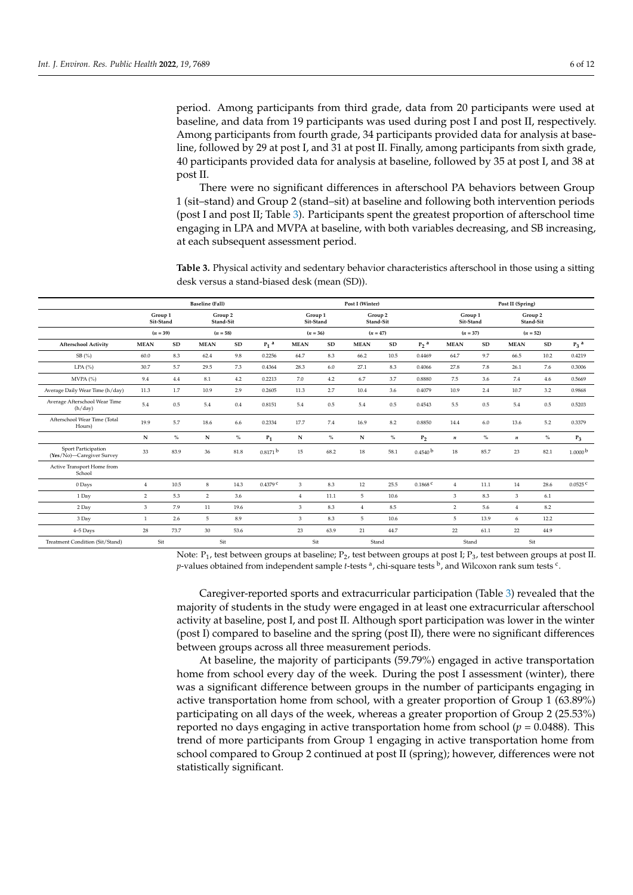period. Among participants from third grade, data from 20 participants were used at baseline, and data from 19 participants was used during post I and post II, respectively. Among participants from fourth grade, 34 participants provided data for analysis at baseline, followed by 29 at post I, and 31 at post II. Finally, among participants from sixth grade, 40 participants provided data for analysis at baseline, followed by 35 at post I, and 38 at post II.

There were no significant differences in afterschool PA behaviors between Group 1 (sit–stand) and Group 2 (stand–sit) at baseline and following both intervention periods (post I and post II; Table 3). Participants spent the greatest proportion of afterschool time engaging in LPA and MVPA at baseline, with both variables decreasing, and SB increasing, at each subsequent assessment period.

**Table 3.** Physical activity and sedentary behavior characteristics afterschool in those using a sitting desk versus a stand-biased desk (mean (SD)).

| | Baseline (Fall) | | | | | Post I (Winter) | | | | | Post II (Spring) | | | | |
|---|---|---|---|---|---|---|---|---|---|---|---|---|---|---|---|
| | Group 1 Sit-Stand | | Group 2 Stand-Sit | | | Group 1 Sit-Stand | | Group 2 Stand-Sit | | | Group 1 Sit-Stand | | Group 2 Stand-Sit | | |
| | ($n$ = 39) | | ($n$ = 58) | | | ($n$ = 36) | | ($n$ = 47) | | | ($n$ = 37) | | ($n$ = 52) | | |
| **Afterschool Activity** | **MEAN** | **SD** | **MEAN** | **SD** | $P_1$ [a] | **MEAN** | **SD** | **MEAN** | **SD** | $P_2$ [a] | **MEAN** | **SD** | **MEAN** | **SD** | $P_3$ [a] |
| SB (%) | 60.0 | 8.3 | 62.4 | 9.8 | 0.2256 | 64.7 | 8.3 | 66.2 | 10.5 | 0.4469 | 64.7 | 9.7 | 66.5 | 10.2 | 0.4219 |
| LPA (%) | 30.7 | 5.7 | 29.5 | 7.3 | 0.4364 | 28.3 | 6.0 | 27.1 | 8.3 | 0.4066 | 27.8 | 7.8 | 26.1 | 7.6 | 0.3006 |
| MVPA (%) | 9.4 | 4.4 | 8.1 | 4.2 | 0.2213 | 7.0 | 4.2 | 6.7 | 3.7 | 0.8880 | 7.5 | 3.6 | 7.4 | 4.6 | 0.5669 |
| Average Daily Wear Time (h/day) | 11.3 | 1.7 | 10.9 | 2.9 | 0.2605 | 11.3 | 2.7 | 10.4 | 3.6 | 0.4079 | 10.9 | 2.4 | 10.7 | 3.2 | 0.9868 |
| Average Afterschool Wear Time (h/day) | 5.4 | 0.5 | 5.4 | 0.4 | 0.8151 | 5.4 | 0.5 | 5.4 | 0.5 | 0.4543 | 5.5 | 0.5 | 5.4 | 0.5 | 0.5203 |
| Afterschool Wear Time (Total Hours) | 19.9 | 5.7 | 18.6 | 6.6 | 0.2334 | 17.7 | 7.4 | 16.9 | 8.2 | 0.8850 | 14.4 | 6.0 | 13.6 | 5.2 | 0.3379 |
| | **N** | **%** | **N** | **%** | $P_1$ | **N** | **%** | **N** | **%** | $P_2$ | $n$ | **%** | $n$ | **%** | $P_3$ |
| Sport Participation (**Yes**/No)—Caregiver Survey | 33 | 83.9 | 36 | 81.8 | 0.8171 [b] | 15 | 68.2 | 18 | 58.1 | 0.4540 [b] | 18 | 85.7 | 23 | 82.1 | 1.0000 [b] |
| Active Transport Home from School | | | | | | | | | | | | | | | |
| 0 Days | 4 | 10.5 | 8 | 14.3 | 0.4379 [c] | 3 | 8.3 | 12 | 25.5 | 0.1868 [c] | 4 | 11.1 | 14 | 28.6 | 0.0525 [c] |
| 1 Day | 2 | 5.3 | 2 | 3.6 | | 4 | 11.1 | 5 | 10.6 | | 3 | 8.3 | 3 | 6.1 | |
| 2 Day | 3 | 7.9 | 11 | 19.6 | | 3 | 8.3 | 4 | 8.5 | | 2 | 5.6 | 4 | 8.2 | |
| 3 Day | 1 | 2.6 | 5 | 8.9 | | 3 | 8.3 | 5 | 10.6 | | 5 | 13.9 | 6 | 12.2 | |
| 4–5 Days | 28 | 73.7 | 30 | 53.6 | | 23 | 63.9 | 21 | 44.7 | | 22 | 61.1 | 22 | 44.9 | |
| Treatment Condition (Sit/Stand) | Sit | | Sit | | | Sit | | Stand | | | Stand | | Sit | | |

Note: $P_1$, test between groups at baseline; $P_2$, test between groups at post I; $P_3$, test between groups at post II. $p$-values obtained from independent sample $t$-tests [a], chi-square tests [b], and Wilcoxon rank sum tests [c].

Caregiver-reported sports and extracurricular participation (Table 3) revealed that the majority of students in the study were engaged in at least one extracurricular afterschool activity at baseline, post I, and post II. Although sport participation was lower in the winter (post I) compared to baseline and the spring (post II), there were no significant differences between groups across all three measurement periods.

At baseline, the majority of participants (59.79%) engaged in active transportation home from school every day of the week. During the post I assessment (winter), there was a significant difference between groups in the number of participants engaging in active transportation home from school, with a greater proportion of Group 1 (63.89%) participating on all days of the week, whereas a greater proportion of Group 2 (25.53%) reported no days engaging in active transportation home from school ($p$ = 0.0488). This trend of more participants from Group 1 engaging in active transportation home from school compared to Group 2 continued at post II (spring); however, differences were not statistically significant.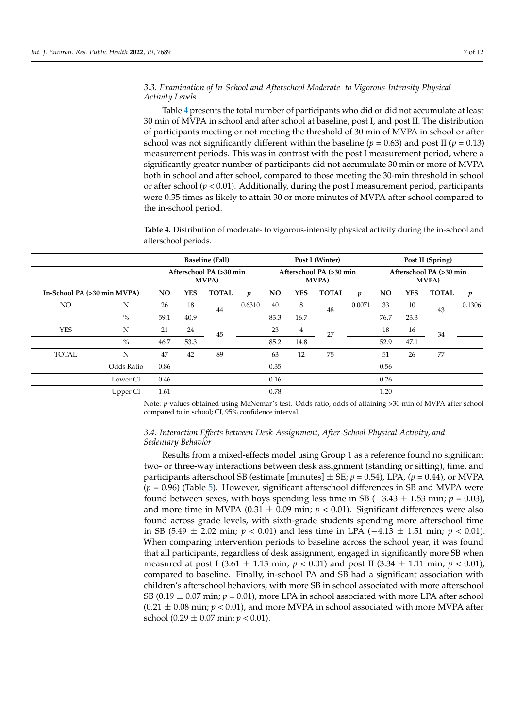### 3.3. Examination of In-School and Afterschool Moderate- to Vigorous-Intensity Physical Activity Levels

Table 4 presents the total number of participants who did or did not accumulate at least 30 min of MVPA in school and after school at baseline, post I, and post II. The distribution of participants meeting or not meeting the threshold of 30 min of MVPA in school or after school was not significantly different within the baseline ($p = 0.63$) and post II ($p = 0.13$) measurement periods. This was in contrast with the post I measurement period, where a significantly greater number of participants did not accumulate 30 min or more of MVPA both in school and after school, compared to those meeting the 30-min threshold in school or after school ($p < 0.01$). Additionally, during the post I measurement period, participants were 0.35 times as likely to attain 30 or more minutes of MVPA after school compared to the in-school period.

**Table 4.** Distribution of moderate- to vigorous-intensity physical activity during the in-school and afterschool periods.

| | | Baseline (Fall) | | | | Post I (Winter) | | | | Post II (Spring) | | | |
|---|---|---|---|---|---|---|---|---|---|---|---|---|---|
| | | Afterschool PA (>30 min MVPA) | | | | Afterschool PA (>30 min MVPA) | | | | Afterschool PA (>30 min MVPA) | | | |
| In-School PA (>30 min MVPA) | | NO | YES | TOTAL | $p$ | NO | YES | TOTAL | $p$ | NO | YES | TOTAL | $p$ |
| NO | N | 26 | 18 | 44 | 0.6310 | 40 | 8 | 48 | 0.0071 | 33 | 10 | 43 | 0.1306 |
| | % | 59.1 | 40.9 | | | 83.3 | 16.7 | | | 76.7 | 23.3 | | |
| YES | N | 21 | 24 | 45 | | 23 | 4 | 27 | | 18 | 16 | 34 | |
| | % | 46.7 | 53.3 | | | 85.2 | 14.8 | | | 52.9 | 47.1 | | |
| TOTAL | N | 47 | 42 | 89 | | 63 | 12 | 75 | | 51 | 26 | 77 | |
| | Odds Ratio | 0.86 | | | | 0.35 | | | | 0.56 | | | |
| | Lower CI | 0.46 | | | | 0.16 | | | | 0.26 | | | |
| | Upper CI | 1.61 | | | | 0.78 | | | | 1.20 | | | |

Note: $p$-values obtained using McNemar's test. Odds ratio, odds of attaining >30 min of MVPA after school compared to in school; CI, 95% confidence interval.

### 3.4. Interaction Effects between Desk-Assignment, After-School Physical Activity, and Sedentary Behavior

Results from a mixed-effects model using Group 1 as a reference found no significant two- or three-way interactions between desk assignment (standing or sitting), time, and participants afterschool SB (estimate [minutes] ± SE; $p = 0.54$), LPA, ($p = 0.44$), or MVPA ($p = 0.96$) (Table 5). However, significant afterschool differences in SB and MVPA were found between sexes, with boys spending less time in SB ($-3.43 \pm 1.53$ min; $p = 0.03$), and more time in MVPA ($0.31 \pm 0.09$ min; $p < 0.01$). Significant differences were also found across grade levels, with sixth-grade students spending more afterschool time in SB ($5.49 \pm 2.02$ min; $p < 0.01$) and less time in LPA ($-4.13 \pm 1.51$ min; $p < 0.01$). When comparing intervention periods to baseline across the school year, it was found that all participants, regardless of desk assignment, engaged in significantly more SB when measured at post I ($3.61 \pm 1.13$ min; $p < 0.01$) and post II ($3.34 \pm 1.11$ min; $p < 0.01$), compared to baseline. Finally, in-school PA and SB had a significant association with children's afterschool behaviors, with more SB in school associated with more afterschool SB ($0.19 \pm 0.07$ min; $p = 0.01$), more LPA in school associated with more LPA after school ($0.21 \pm 0.08$ min; $p < 0.01$), and more MVPA in school associated with more MVPA after school ($0.29 \pm 0.07$ min; $p < 0.01$).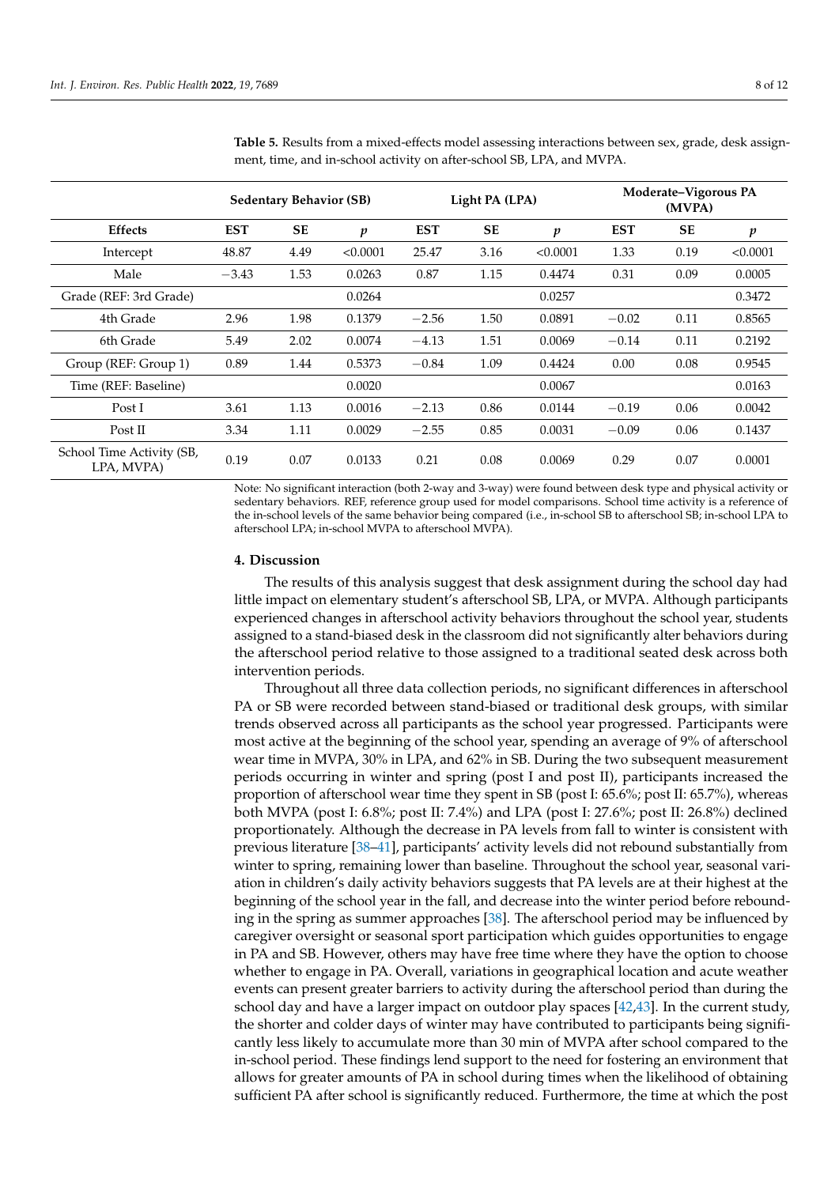**Table 5.** Results from a mixed-effects model assessing interactions between sex, grade, desk assignment, time, and in-school activity on after-school SB, LPA, and MVPA.

| | Sedentary Behavior (SB) | | | Light PA (LPA) | | | Moderate–Vigorous PA (MVPA) | | |
|---|---|---|---|---|---|---|---|---|---|
| **Effects** | **EST** | **SE** | ***p*** | **EST** | **SE** | ***p*** | **EST** | **SE** | ***p*** |
| Intercept | 48.87 | 4.49 | <0.0001 | 25.47 | 3.16 | <0.0001 | 1.33 | 0.19 | <0.0001 |
| Male | −3.43 | 1.53 | 0.0263 | 0.87 | 1.15 | 0.4474 | 0.31 | 0.09 | 0.0005 |
| Grade (REF: 3rd Grade) | | | 0.0264 | | | 0.0257 | | | 0.3472 |
| 4th Grade | 2.96 | 1.98 | 0.1379 | −2.56 | 1.50 | 0.0891 | −0.02 | 0.11 | 0.8565 |
| 6th Grade | 5.49 | 2.02 | 0.0074 | −4.13 | 1.51 | 0.0069 | −0.14 | 0.11 | 0.2192 |
| Group (REF: Group 1) | 0.89 | 1.44 | 0.5373 | −0.84 | 1.09 | 0.4424 | 0.00 | 0.08 | 0.9545 |
| Time (REF: Baseline) | | | 0.0020 | | | 0.0067 | | | 0.0163 |
| Post I | 3.61 | 1.13 | 0.0016 | −2.13 | 0.86 | 0.0144 | −0.19 | 0.06 | 0.0042 |
| Post II | 3.34 | 1.11 | 0.0029 | −2.55 | 0.85 | 0.0031 | −0.09 | 0.06 | 0.1437 |
| School Time Activity (SB, LPA, MVPA) | 0.19 | 0.07 | 0.0133 | 0.21 | 0.08 | 0.0069 | 0.29 | 0.07 | 0.0001 |

Note: No significant interaction (both 2-way and 3-way) were found between desk type and physical activity or sedentary behaviors. REF, reference group used for model comparisons. School time activity is a reference of the in-school levels of the same behavior being compared (i.e., in-school SB to afterschool SB; in-school LPA to afterschool LPA; in-school MVPA to afterschool MVPA).

## 4. Discussion

The results of this analysis suggest that desk assignment during the school day had little impact on elementary student's afterschool SB, LPA, or MVPA. Although participants experienced changes in afterschool activity behaviors throughout the school year, students assigned to a stand-biased desk in the classroom did not significantly alter behaviors during the afterschool period relative to those assigned to a traditional seated desk across both intervention periods.

Throughout all three data collection periods, no significant differences in afterschool PA or SB were recorded between stand-biased or traditional desk groups, with similar trends observed across all participants as the school year progressed. Participants were most active at the beginning of the school year, spending an average of 9% of afterschool wear time in MVPA, 30% in LPA, and 62% in SB. During the two subsequent measurement periods occurring in winter and spring (post I and post II), participants increased the proportion of afterschool wear time they spent in SB (post I: 65.6%; post II: 65.7%), whereas both MVPA (post I: 6.8%; post II: 7.4%) and LPA (post I: 27.6%; post II: 26.8%) declined proportionately. Although the decrease in PA levels from fall to winter is consistent with previous literature [38–41], participants' activity levels did not rebound substantially from winter to spring, remaining lower than baseline. Throughout the school year, seasonal variation in children's daily activity behaviors suggests that PA levels are at their highest at the beginning of the school year in the fall, and decrease into the winter period before rebounding in the spring as summer approaches [38]. The afterschool period may be influenced by caregiver oversight or seasonal sport participation which guides opportunities to engage in PA and SB. However, others may have free time where they have the option to choose whether to engage in PA. Overall, variations in geographical location and acute weather events can present greater barriers to activity during the afterschool period than during the school day and have a larger impact on outdoor play spaces [42,43]. In the current study, the shorter and colder days of winter may have contributed to participants being significantly less likely to accumulate more than 30 min of MVPA after school compared to the in-school period. These findings lend support to the need for fostering an environment that allows for greater amounts of PA in school during times when the likelihood of obtaining sufficient PA after school is significantly reduced. Furthermore, the time at which the post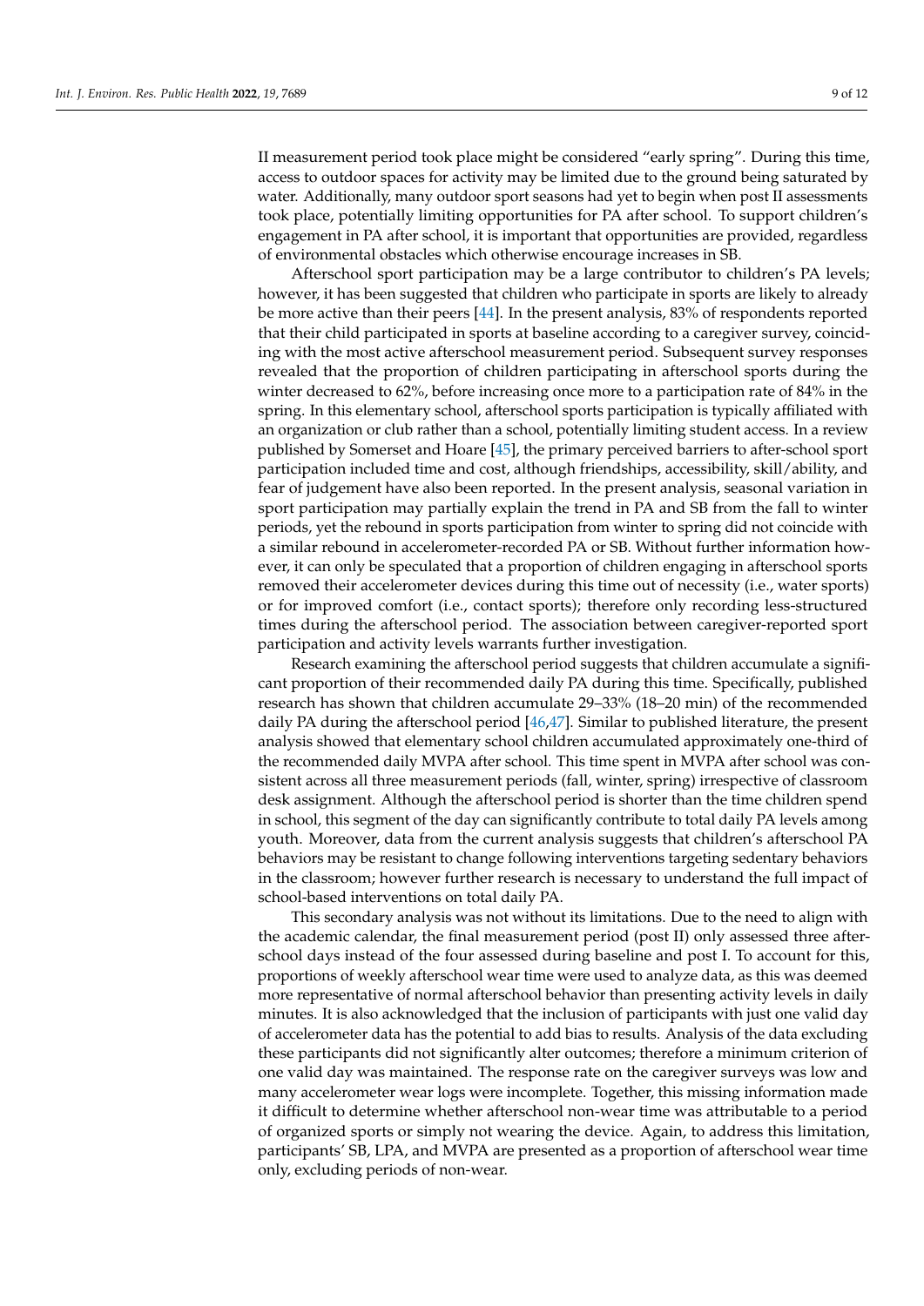II measurement period took place might be considered "early spring". During this time, access to outdoor spaces for activity may be limited due to the ground being saturated by water. Additionally, many outdoor sport seasons had yet to begin when post II assessments took place, potentially limiting opportunities for PA after school. To support children's engagement in PA after school, it is important that opportunities are provided, regardless of environmental obstacles which otherwise encourage increases in SB.

Afterschool sport participation may be a large contributor to children's PA levels; however, it has been suggested that children who participate in sports are likely to already be more active than their peers [44]. In the present analysis, 83% of respondents reported that their child participated in sports at baseline according to a caregiver survey, coinciding with the most active afterschool measurement period. Subsequent survey responses revealed that the proportion of children participating in afterschool sports during the winter decreased to 62%, before increasing once more to a participation rate of 84% in the spring. In this elementary school, afterschool sports participation is typically affiliated with an organization or club rather than a school, potentially limiting student access. In a review published by Somerset and Hoare [45], the primary perceived barriers to after-school sport participation included time and cost, although friendships, accessibility, skill/ability, and fear of judgement have also been reported. In the present analysis, seasonal variation in sport participation may partially explain the trend in PA and SB from the fall to winter periods, yet the rebound in sports participation from winter to spring did not coincide with a similar rebound in accelerometer-recorded PA or SB. Without further information however, it can only be speculated that a proportion of children engaging in afterschool sports removed their accelerometer devices during this time out of necessity (i.e., water sports) or for improved comfort (i.e., contact sports); therefore only recording less-structured times during the afterschool period. The association between caregiver-reported sport participation and activity levels warrants further investigation.

Research examining the afterschool period suggests that children accumulate a significant proportion of their recommended daily PA during this time. Specifically, published research has shown that children accumulate 29–33% (18–20 min) of the recommended daily PA during the afterschool period [46,47]. Similar to published literature, the present analysis showed that elementary school children accumulated approximately one-third of the recommended daily MVPA after school. This time spent in MVPA after school was consistent across all three measurement periods (fall, winter, spring) irrespective of classroom desk assignment. Although the afterschool period is shorter than the time children spend in school, this segment of the day can significantly contribute to total daily PA levels among youth. Moreover, data from the current analysis suggests that children's afterschool PA behaviors may be resistant to change following interventions targeting sedentary behaviors in the classroom; however further research is necessary to understand the full impact of school-based interventions on total daily PA.

This secondary analysis was not without its limitations. Due to the need to align with the academic calendar, the final measurement period (post II) only assessed three afterschool days instead of the four assessed during baseline and post I. To account for this, proportions of weekly afterschool wear time were used to analyze data, as this was deemed more representative of normal afterschool behavior than presenting activity levels in daily minutes. It is also acknowledged that the inclusion of participants with just one valid day of accelerometer data has the potential to add bias to results. Analysis of the data excluding these participants did not significantly alter outcomes; therefore a minimum criterion of one valid day was maintained. The response rate on the caregiver surveys was low and many accelerometer wear logs were incomplete. Together, this missing information made it difficult to determine whether afterschool non-wear time was attributable to a period of organized sports or simply not wearing the device. Again, to address this limitation, participants' SB, LPA, and MVPA are presented as a proportion of afterschool wear time only, excluding periods of non-wear.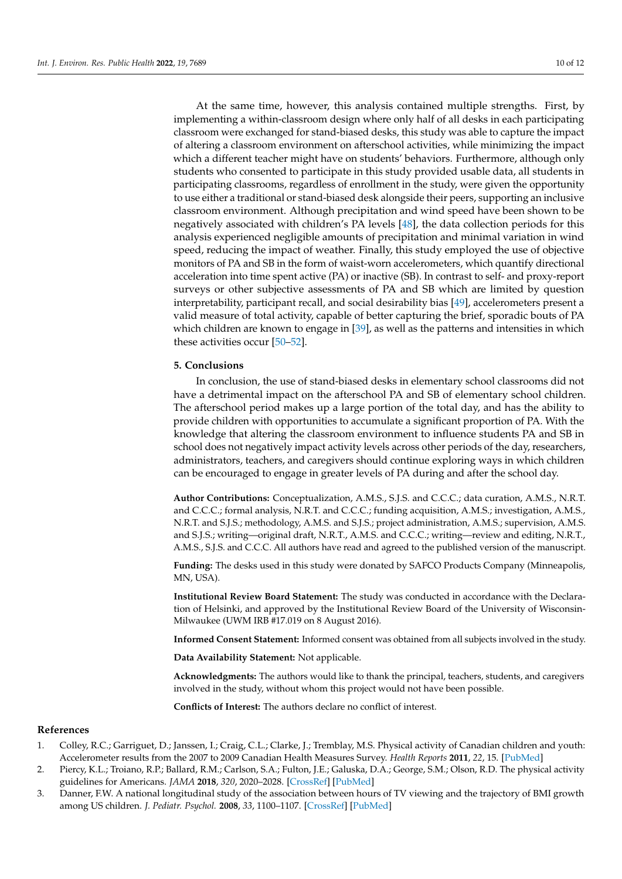At the same time, however, this analysis contained multiple strengths. First, by implementing a within-classroom design where only half of all desks in each participating classroom were exchanged for stand-biased desks, this study was able to capture the impact of altering a classroom environment on afterschool activities, while minimizing the impact which a different teacher might have on students' behaviors. Furthermore, although only students who consented to participate in this study provided usable data, all students in participating classrooms, regardless of enrollment in the study, were given the opportunity to use either a traditional or stand-biased desk alongside their peers, supporting an inclusive classroom environment. Although precipitation and wind speed have been shown to be negatively associated with children's PA levels [48], the data collection periods for this analysis experienced negligible amounts of precipitation and minimal variation in wind speed, reducing the impact of weather. Finally, this study employed the use of objective monitors of PA and SB in the form of waist-worn accelerometers, which quantify directional acceleration into time spent active (PA) or inactive (SB). In contrast to self- and proxy-report surveys or other subjective assessments of PA and SB which are limited by question interpretability, participant recall, and social desirability bias [49], accelerometers present a valid measure of total activity, capable of better capturing the brief, sporadic bouts of PA which children are known to engage in [39], as well as the patterns and intensities in which these activities occur [50–52].

## 5. Conclusions

In conclusion, the use of stand-biased desks in elementary school classrooms did not have a detrimental impact on the afterschool PA and SB of elementary school children. The afterschool period makes up a large portion of the total day, and has the ability to provide children with opportunities to accumulate a significant proportion of PA. With the knowledge that altering the classroom environment to influence students PA and SB in school does not negatively impact activity levels across other periods of the day, researchers, administrators, teachers, and caregivers should continue exploring ways in which children can be encouraged to engage in greater levels of PA during and after the school day.

**Author Contributions:** Conceptualization, A.M.S., S.J.S. and C.C.C.; data curation, A.M.S., N.R.T. and C.C.C.; formal analysis, N.R.T. and C.C.C.; funding acquisition, A.M.S.; investigation, A.M.S., N.R.T. and S.J.S.; methodology, A.M.S. and S.J.S.; project administration, A.M.S.; supervision, A.M.S. and S.J.S.; writing—original draft, N.R.T., A.M.S. and C.C.C.; writing—review and editing, N.R.T., A.M.S., S.J.S. and C.C.C. All authors have read and agreed to the published version of the manuscript.

**Funding:** The desks used in this study were donated by SAFCO Products Company (Minneapolis, MN, USA).

**Institutional Review Board Statement:** The study was conducted in accordance with the Declaration of Helsinki, and approved by the Institutional Review Board of the University of Wisconsin-Milwaukee (UWM IRB #17.019 on 8 August 2016).

**Informed Consent Statement:** Informed consent was obtained from all subjects involved in the study.

**Data Availability Statement:** Not applicable.

**Acknowledgments:** The authors would like to thank the principal, teachers, students, and caregivers involved in the study, without whom this project would not have been possible.

**Conflicts of Interest:** The authors declare no conflict of interest.

## References

1. Colley, R.C.; Garriguet, D.; Janssen, I.; Craig, C.L.; Clarke, J.; Tremblay, M.S. Physical activity of Canadian children and youth: Accelerometer results from the 2007 to 2009 Canadian Health Measures Survey. *Health Reports* **2011**, *22*, 15. [PubMed]
2. Piercy, K.L.; Troiano, R.P.; Ballard, R.M.; Carlson, S.A.; Fulton, J.E.; Galuska, D.A.; George, S.M.; Olson, R.D. The physical activity guidelines for Americans. *JAMA* **2018**, *320*, 2020–2028. [CrossRef] [PubMed]
3. Danner, F.W. A national longitudinal study of the association between hours of TV viewing and the trajectory of BMI growth among US children. *J. Pediatr. Psychol.* **2008**, *33*, 1100–1107. [CrossRef] [PubMed]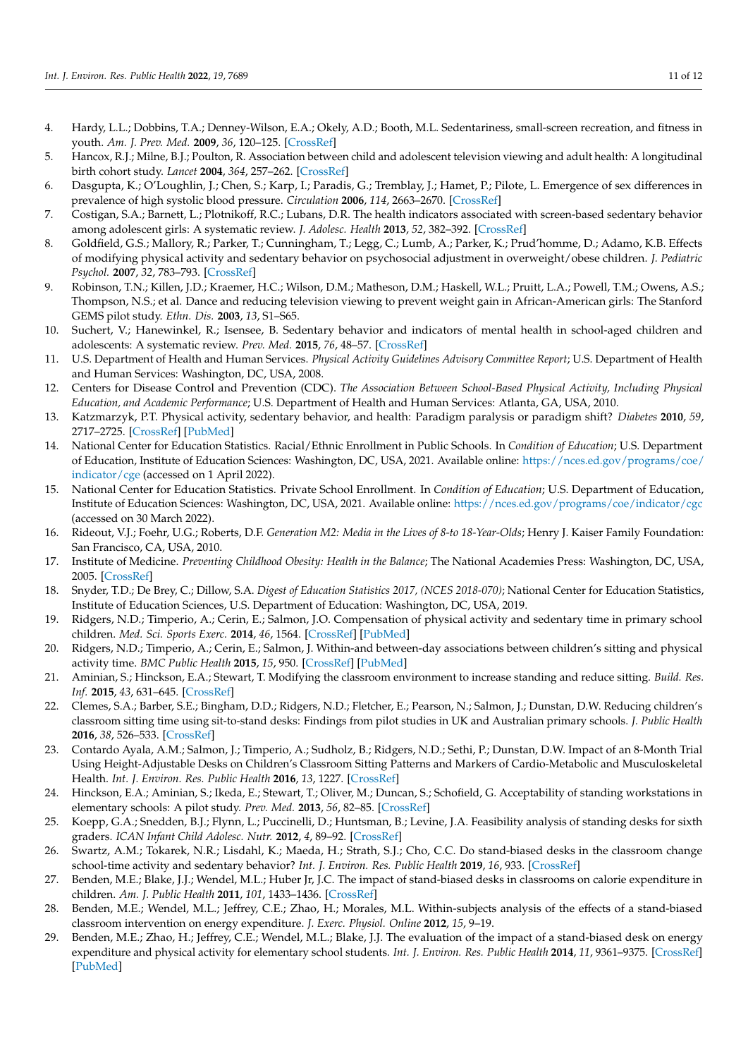4. Hardy, L.L.; Dobbins, T.A.; Denney-Wilson, E.A.; Okely, A.D.; Booth, M.L. Sedentariness, small-screen recreation, and fitness in youth. *Am. J. Prev. Med.* **2009**, *36*, 120–125. [CrossRef]
5. Hancox, R.J.; Milne, B.J.; Poulton, R. Association between child and adolescent television viewing and adult health: A longitudinal birth cohort study. *Lancet* **2004**, *364*, 257–262. [CrossRef]
6. Dasgupta, K.; O'Loughlin, J.; Chen, S.; Karp, I.; Paradis, G.; Tremblay, J.; Hamet, P.; Pilote, L. Emergence of sex differences in prevalence of high systolic blood pressure. *Circulation* **2006**, *114*, 2663–2670. [CrossRef]
7. Costigan, S.A.; Barnett, L.; Plotnikoff, R.C.; Lubans, D.R. The health indicators associated with screen-based sedentary behavior among adolescent girls: A systematic review. *J. Adolesc. Health* **2013**, *52*, 382–392. [CrossRef]
8. Goldfield, G.S.; Mallory, R.; Parker, T.; Cunningham, T.; Legg, C.; Lumb, A.; Parker, K.; Prud'homme, D.; Adamo, K.B. Effects of modifying physical activity and sedentary behavior on psychosocial adjustment in overweight/obese children. *J. Pediatric Psychol.* **2007**, *32*, 783–793. [CrossRef]
9. Robinson, T.N.; Killen, J.D.; Kraemer, H.C.; Wilson, D.M.; Matheson, D.M.; Haskell, W.L.; Pruitt, L.A.; Powell, T.M.; Owens, A.S.; Thompson, N.S.; et al. Dance and reducing television viewing to prevent weight gain in African-American girls: The Stanford GEMS pilot study. *Ethn. Dis.* **2003**, *13*, S1–S65.
10. Suchert, V.; Hanewinkel, R.; Isensee, B. Sedentary behavior and indicators of mental health in school-aged children and adolescents: A systematic review. *Prev. Med.* **2015**, *76*, 48–57. [CrossRef]
11. U.S. Department of Health and Human Services. *Physical Activity Guidelines Advisory Committee Report*; U.S. Department of Health and Human Services: Washington, DC, USA, 2008.
12. Centers for Disease Control and Prevention (CDC). *The Association Between School-Based Physical Activity, Including Physical Education, and Academic Performance*; U.S. Department of Health and Human Services: Atlanta, GA, USA, 2010.
13. Katzmarzyk, P.T. Physical activity, sedentary behavior, and health: Paradigm paralysis or paradigm shift? *Diabetes* **2010**, *59*, 2717–2725. [CrossRef] [PubMed]
14. National Center for Education Statistics. Racial/Ethnic Enrollment in Public Schools. In *Condition of Education*; U.S. Department of Education, Institute of Education Sciences: Washington, DC, USA, 2021. Available online: https://nces.ed.gov/programs/coe/indicator/cge (accessed on 1 April 2022).
15. National Center for Education Statistics. Private School Enrollment. In *Condition of Education*; U.S. Department of Education, Institute of Education Sciences: Washington, DC, USA, 2021. Available online: https://nces.ed.gov/programs/coe/indicator/cgc (accessed on 30 March 2022).
16. Rideout, V.J.; Foehr, U.G.; Roberts, D.F. *Generation M2: Media in the Lives of 8-to 18-Year-Olds*; Henry J. Kaiser Family Foundation: San Francisco, CA, USA, 2010.
17. Institute of Medicine. *Preventing Childhood Obesity: Health in the Balance*; The National Academies Press: Washington, DC, USA, 2005. [CrossRef]
18. Snyder, T.D.; De Brey, C.; Dillow, S.A. *Digest of Education Statistics 2017, (NCES 2018-070)*; National Center for Education Statistics, Institute of Education Sciences, U.S. Department of Education: Washington, DC, USA, 2019.
19. Ridgers, N.D.; Timperio, A.; Cerin, E.; Salmon, J.O. Compensation of physical activity and sedentary time in primary school children. *Med. Sci. Sports Exerc.* **2014**, *46*, 1564. [CrossRef] [PubMed]
20. Ridgers, N.D.; Timperio, A.; Cerin, E.; Salmon, J. Within-and between-day associations between children's sitting and physical activity time. *BMC Public Health* **2015**, *15*, 950. [CrossRef] [PubMed]
21. Aminian, S.; Hinckson, E.A.; Stewart, T. Modifying the classroom environment to increase standing and reduce sitting. *Build. Res. Inf.* **2015**, *43*, 631–645. [CrossRef]
22. Clemes, S.A.; Barber, S.E.; Bingham, D.D.; Ridgers, N.D.; Fletcher, E.; Pearson, N.; Salmon, J.; Dunstan, D.W. Reducing children's classroom sitting time using sit-to-stand desks: Findings from pilot studies in UK and Australian primary schools. *J. Public Health* **2016**, *38*, 526–533. [CrossRef]
23. Contardo Ayala, A.M.; Salmon, J.; Timperio, A.; Sudholz, B.; Ridgers, N.D.; Sethi, P.; Dunstan, D.W. Impact of an 8-Month Trial Using Height-Adjustable Desks on Children's Classroom Sitting Patterns and Markers of Cardio-Metabolic and Musculoskeletal Health. *Int. J. Environ. Res. Public Health* **2016**, *13*, 1227. [CrossRef]
24. Hinckson, E.A.; Aminian, S.; Ikeda, E.; Stewart, T.; Oliver, M.; Duncan, S.; Schofield, G. Acceptability of standing workstations in elementary schools: A pilot study. *Prev. Med.* **2013**, *56*, 82–85. [CrossRef]
25. Koepp, G.A.; Snedden, B.J.; Flynn, L.; Puccinelli, D.; Huntsman, B.; Levine, J.A. Feasibility analysis of standing desks for sixth graders. *ICAN Infant Child Adolesc. Nutr.* **2012**, *4*, 89–92. [CrossRef]
26. Swartz, A.M.; Tokarek, N.R.; Lisdahl, K.; Maeda, H.; Strath, S.J.; Cho, C.C. Do stand-biased desks in the classroom change school-time activity and sedentary behavior? *Int. J. Environ. Res. Public Health* **2019**, *16*, 933. [CrossRef]
27. Benden, M.E.; Blake, J.J.; Wendel, M.L.; Huber Jr, J.C. The impact of stand-biased desks in classrooms on calorie expenditure in children. *Am. J. Public Health* **2011**, *101*, 1433–1436. [CrossRef]
28. Benden, M.E.; Wendel, M.L.; Jeffrey, C.E.; Zhao, H.; Morales, M.L. Within-subjects analysis of the effects of a stand-biased classroom intervention on energy expenditure. *J. Exerc. Physiol. Online* **2012**, *15*, 9–19.
29. Benden, M.E.; Zhao, H.; Jeffrey, C.E.; Wendel, M.L.; Blake, J.J. The evaluation of the impact of a stand-biased desk on energy expenditure and physical activity for elementary school students. *Int. J. Environ. Res. Public Health* **2014**, *11*, 9361–9375. [CrossRef] [PubMed]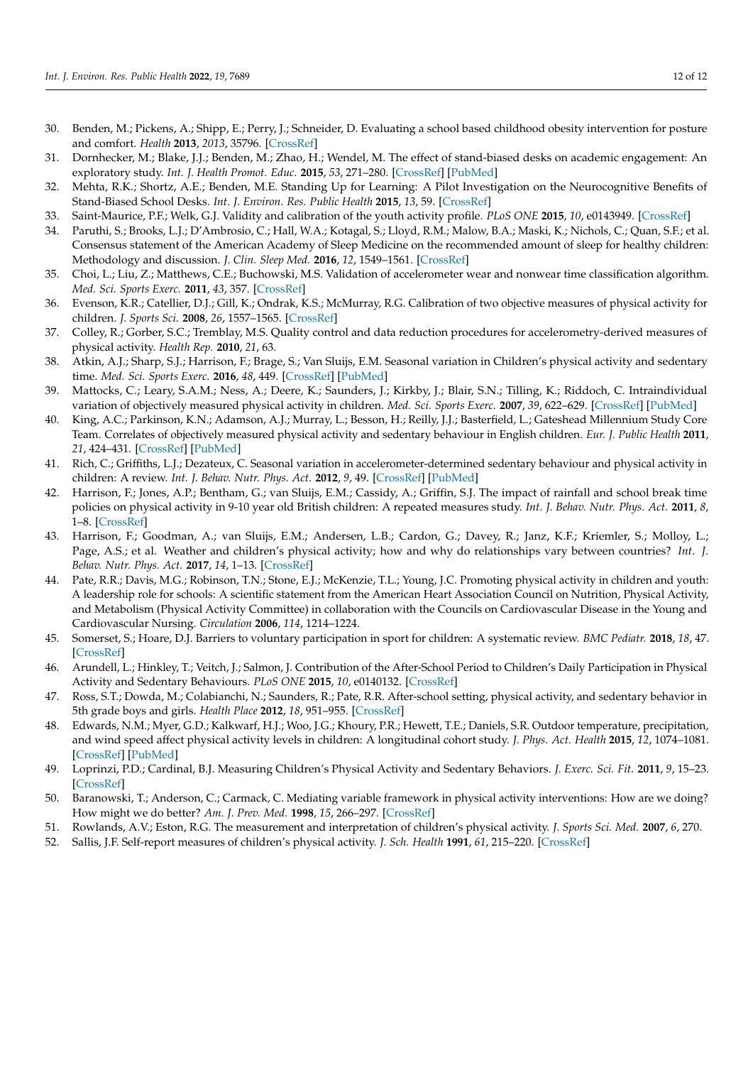30. Benden, M.; Pickens, A.; Shipp, E.; Perry, J.; Schneider, D. Evaluating a school based childhood obesity intervention for posture and comfort. *Health* **2013**, *2013*, 35796. [CrossRef]
31. Dornhecker, M.; Blake, J.J.; Benden, M.; Zhao, H.; Wendel, M. The effect of stand-biased desks on academic engagement: An exploratory study. *Int. J. Health Promot. Educ.* **2015**, *53*, 271–280. [CrossRef] [PubMed]
32. Mehta, R.K.; Shortz, A.E.; Benden, M.E. Standing Up for Learning: A Pilot Investigation on the Neurocognitive Benefits of Stand-Biased School Desks. *Int. J. Environ. Res. Public Health* **2015**, *13*, 59. [CrossRef]
33. Saint-Maurice, P.F.; Welk, G.J. Validity and calibration of the youth activity profile. *PLoS ONE* **2015**, *10*, e0143949. [CrossRef]
34. Paruthi, S.; Brooks, L.J.; D'Ambrosio, C.; Hall, W.A.; Kotagal, S.; Lloyd, R.M.; Malow, B.A.; Maski, K.; Nichols, C.; Quan, S.F.; et al. Consensus statement of the American Academy of Sleep Medicine on the recommended amount of sleep for healthy children: Methodology and discussion. *J. Clin. Sleep Med.* **2016**, *12*, 1549–1561. [CrossRef]
35. Choi, L.; Liu, Z.; Matthews, C.E.; Buchowski, M.S. Validation of accelerometer wear and nonwear time classification algorithm. *Med. Sci. Sports Exerc.* **2011**, *43*, 357. [CrossRef]
36. Evenson, K.R.; Catellier, D.J.; Gill, K.; Ondrak, K.S.; McMurray, R.G. Calibration of two objective measures of physical activity for children. *J. Sports Sci.* **2008**, *26*, 1557–1565. [CrossRef]
37. Colley, R.; Gorber, S.C.; Tremblay, M.S. Quality control and data reduction procedures for accelerometry-derived measures of physical activity. *Health Rep.* **2010**, *21*, 63.
38. Atkin, A.J.; Sharp, S.J.; Harrison, F.; Brage, S.; Van Sluijs, E.M. Seasonal variation in Children's physical activity and sedentary time. *Med. Sci. Sports Exerc.* **2016**, *48*, 449. [CrossRef] [PubMed]
39. Mattocks, C.; Leary, S.A.M.; Ness, A.; Deere, K.; Saunders, J.; Kirkby, J.; Blair, S.N.; Tilling, K.; Riddoch, C. Intraindividual variation of objectively measured physical activity in children. *Med. Sci. Sports Exerc.* **2007**, *39*, 622–629. [CrossRef] [PubMed]
40. King, A.C.; Parkinson, K.N.; Adamson, A.J.; Murray, L.; Besson, H.; Reilly, J.J.; Basterfield, L.; Gateshead Millennium Study Core Team. Correlates of objectively measured physical activity and sedentary behaviour in English children. *Eur. J. Public Health* **2011**, *21*, 424–431. [CrossRef] [PubMed]
41. Rich, C.; Griffiths, L.J.; Dezateux, C. Seasonal variation in accelerometer-determined sedentary behaviour and physical activity in children: A review. *Int. J. Behav. Nutr. Phys. Act.* **2012**, *9*, 49. [CrossRef] [PubMed]
42. Harrison, F.; Jones, A.P.; Bentham, G.; van Sluijs, E.M.; Cassidy, A.; Griffin, S.J. The impact of rainfall and school break time policies on physical activity in 9-10 year old British children: A repeated measures study. *Int. J. Behav. Nutr. Phys. Act.* **2011**, *8*, 1–8. [CrossRef]
43. Harrison, F.; Goodman, A.; van Sluijs, E.M.; Andersen, L.B.; Cardon, G.; Davey, R.; Janz, K.F.; Kriemler, S.; Molloy, L.; Page, A.S.; et al. Weather and children's physical activity; how and why do relationships vary between countries? *Int. J. Behav. Nutr. Phys. Act.* **2017**, *14*, 1–13. [CrossRef]
44. Pate, R.R.; Davis, M.G.; Robinson, T.N.; Stone, E.J.; McKenzie, T.L.; Young, J.C. Promoting physical activity in children and youth: A leadership role for schools: A scientific statement from the American Heart Association Council on Nutrition, Physical Activity, and Metabolism (Physical Activity Committee) in collaboration with the Councils on Cardiovascular Disease in the Young and Cardiovascular Nursing. *Circulation* **2006**, *114*, 1214–1224.
45. Somerset, S.; Hoare, D.J. Barriers to voluntary participation in sport for children: A systematic review. *BMC Pediatr.* **2018**, *18*, 47. [CrossRef]
46. Arundell, L.; Hinkley, T.; Veitch, J.; Salmon, J. Contribution of the After-School Period to Children's Daily Participation in Physical Activity and Sedentary Behaviours. *PLoS ONE* **2015**, *10*, e0140132. [CrossRef]
47. Ross, S.T.; Dowda, M.; Colabianchi, N.; Saunders, R.; Pate, R.R. After-school setting, physical activity, and sedentary behavior in 5th grade boys and girls. *Health Place* **2012**, *18*, 951–955. [CrossRef]
48. Edwards, N.M.; Myer, G.D.; Kalkwarf, H.J.; Woo, J.G.; Khoury, P.R.; Hewett, T.E.; Daniels, S.R. Outdoor temperature, precipitation, and wind speed affect physical activity levels in children: A longitudinal cohort study. *J. Phys. Act. Health* **2015**, *12*, 1074–1081. [CrossRef] [PubMed]
49. Loprinzi, P.D.; Cardinal, B.J. Measuring Children's Physical Activity and Sedentary Behaviors. *J. Exerc. Sci. Fit.* **2011**, *9*, 15–23. [CrossRef]
50. Baranowski, T.; Anderson, C.; Carmack, C. Mediating variable framework in physical activity interventions: How are we doing? How might we do better? *Am. J. Prev. Med.* **1998**, *15*, 266–297. [CrossRef]
51. Rowlands, A.V.; Eston, R.G. The measurement and interpretation of children's physical activity. *J. Sports Sci. Med.* **2007**, *6*, 270.
52. Sallis, J.F. Self-report measures of children's physical activity. *J. Sch. Health* **1991**, *61*, 215–220. [CrossRef]